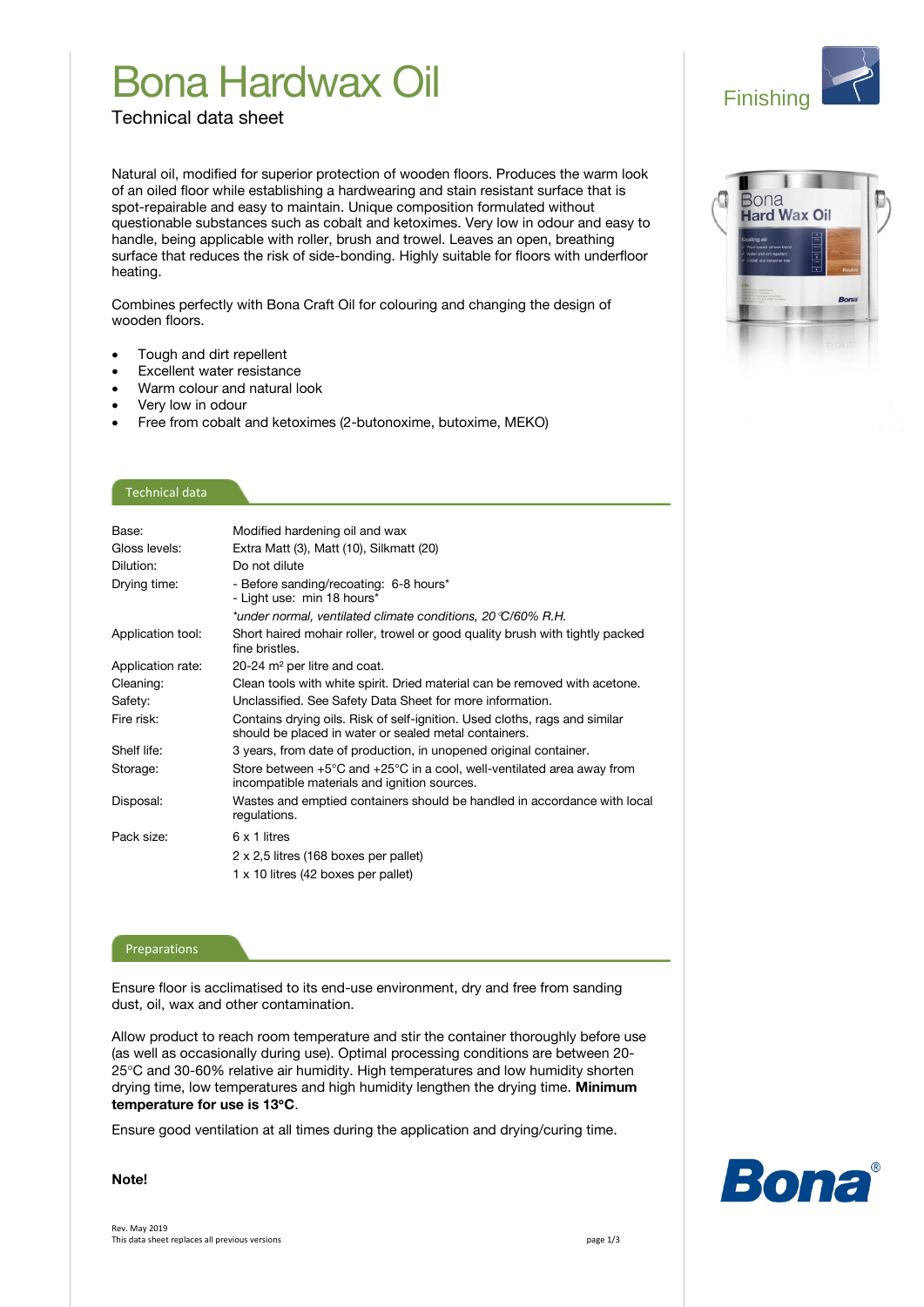# Bona Hardwax Oil

Technical data sheet

Finishing

Natural oil, modified for superior protection of wooden floors. Produces the warm look of an oiled floor while establishing a hardwearing and stain resistant surface that is spot-repairable and easy to maintain. Unique composition formulated without questionable substances such as cobalt and ketoximes. Very low in odour and easy to handle, being applicable with roller, brush and trowel. Leaves an open, breathing surface that reduces the risk of side-bonding. Highly suitable for floors with underfloor heating.

Combines perfectly with Bona Craft Oil for colouring and changing the design of wooden floors.

- Tough and dirt repellent
- Excellent water resistance
- Warm colour and natural look
- Very low in odour
- Free from cobalt and ketoximes (2-butonoxime, butoxime, MEKO)

## Technical data

| | |
|---|---|
| Base: | Modified hardening oil and wax |
| Gloss levels: | Extra Matt (3), Matt (10), Silkmatt (20) |
| Dilution: | Do not dilute |
| Drying time: | - Before sanding/recoating: 6-8 hours*<br>- Light use: min 18 hours*<br>*\*under normal, ventilated climate conditions, 20°C/60% R.H.* |
| Application tool: | Short haired mohair roller, trowel or good quality brush with tightly packed fine bristles. |
| Application rate: | 20-24 m² per litre and coat. |
| Cleaning: | Clean tools with white spirit. Dried material can be removed with acetone. |
| Safety: | Unclassified. See Safety Data Sheet for more information. |
| Fire risk: | Contains drying oils. Risk of self-ignition. Used cloths, rags and similar should be placed in water or sealed metal containers. |
| Shelf life: | 3 years, from date of production, in unopened original container. |
| Storage: | Store between +5°C and +25°C in a cool, well-ventilated area away from incompatible materials and ignition sources. |
| Disposal: | Wastes and emptied containers should be handled in accordance with local regulations. |
| Pack size: | 6 x 1 litres<br>2 x 2,5 litres (168 boxes per pallet)<br>1 x 10 litres (42 boxes per pallet) |

## Preparations

Ensure floor is acclimatised to its end-use environment, dry and free from sanding dust, oil, wax and other contamination.

Allow product to reach room temperature and stir the container thoroughly before use (as well as occasionally during use). Optimal processing conditions are between 20-25°C and 30-60% relative air humidity. High temperatures and low humidity shorten drying time, low temperatures and high humidity lengthen the drying time. **Minimum temperature for use is 13°C**.

Ensure good ventilation at all times during the application and drying/curing time.

**Note!**

Rev. May 2019
This data sheet replaces all previous versions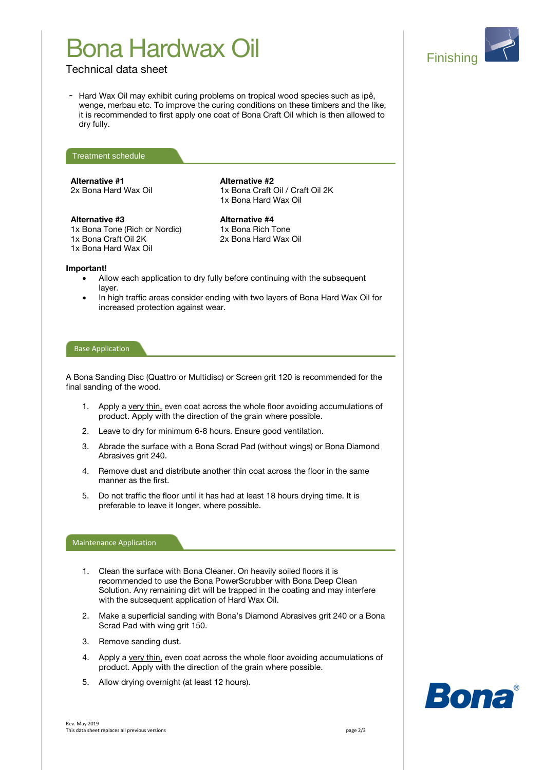# Bona Hardwax Oil

Technical data sheet

- Hard Wax Oil may exhibit curing problems on tropical wood species such as ipê, wenge, merbau etc. To improve the curing conditions on these timbers and the like, it is recommended to first apply one coat of Bona Craft Oil which is then allowed to dry fully.

## Treatment schedule

**Alternative #1**
2x Bona Hard Wax Oil

**Alternative #2**
1x Bona Craft Oil / Craft Oil 2K
1x Bona Hard Wax Oil

**Alternative #3**
1x Bona Tone (Rich or Nordic)
1x Bona Craft Oil 2K
1x Bona Hard Wax Oil

**Alternative #4**
1x Bona Rich Tone
2x Bona Hard Wax Oil

**Important!**

- Allow each application to dry fully before continuing with the subsequent layer.
- In high traffic areas consider ending with two layers of Bona Hard Wax Oil for increased protection against wear.

## Base Application

A Bona Sanding Disc (Quattro or Multidisc) or Screen grit 120 is recommended for the final sanding of the wood.

1. Apply a very thin, even coat across the whole floor avoiding accumulations of product. Apply with the direction of the grain where possible.
2. Leave to dry for minimum 6-8 hours. Ensure good ventilation.
3. Abrade the surface with a Bona Scrad Pad (without wings) or Bona Diamond Abrasives grit 240.
4. Remove dust and distribute another thin coat across the floor in the same manner as the first.
5. Do not traffic the floor until it has had at least 18 hours drying time. It is preferable to leave it longer, where possible.

## Maintenance Application

1. Clean the surface with Bona Cleaner. On heavily soiled floors it is recommended to use the Bona PowerScrubber with Bona Deep Clean Solution. Any remaining dirt will be trapped in the coating and may interfere with the subsequent application of Hard Wax Oil.
2. Make a superficial sanding with Bona's Diamond Abrasives grit 240 or a Bona Scrad Pad with wing grit 150.
3. Remove sanding dust.
4. Apply a very thin, even coat across the whole floor avoiding accumulations of product. Apply with the direction of the grain where possible.
5. Allow drying overnight (at least 12 hours).

Rev. May 2019
This data sheet replaces all previous versions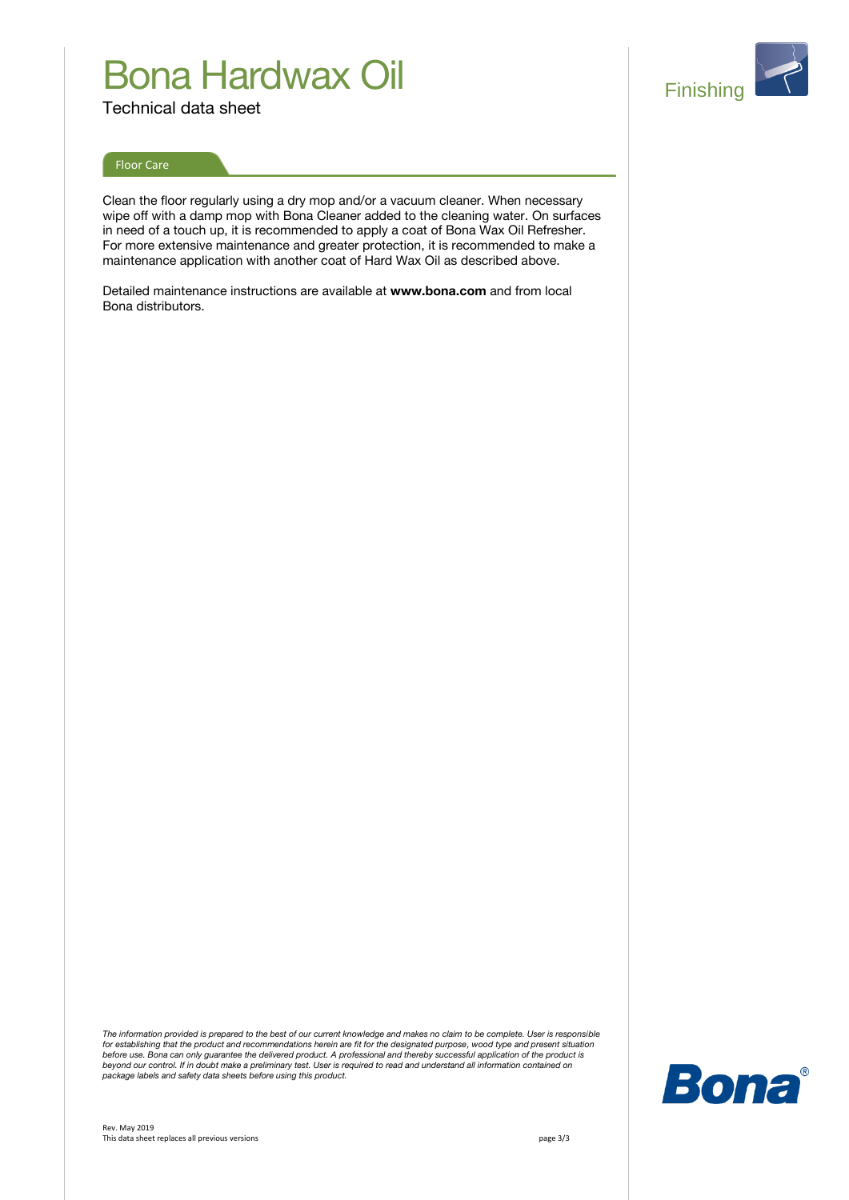# Bona Hardwax Oil

Technical data sheet

Finishing

## Floor Care

Clean the floor regularly using a dry mop and/or a vacuum cleaner. When necessary wipe off with a damp mop with Bona Cleaner added to the cleaning water. On surfaces in need of a touch up, it is recommended to apply a coat of Bona Wax Oil Refresher. For more extensive maintenance and greater protection, it is recommended to make a maintenance application with another coat of Hard Wax Oil as described above.

Detailed maintenance instructions are available at **www.bona.com** and from local Bona distributors.

*The information provided is prepared to the best of our current knowledge and makes no claim to be complete. User is responsible for establishing that the product and recommendations herein are fit for the designated purpose, wood type and present situation before use. Bona can only guarantee the delivered product. A professional and thereby successful application of the product is beyond our control. If in doubt make a preliminary test. User is required to read and understand all information contained on package labels and safety data sheets before using this product.*

Rev. May 2019
This data sheet replaces all previous versions